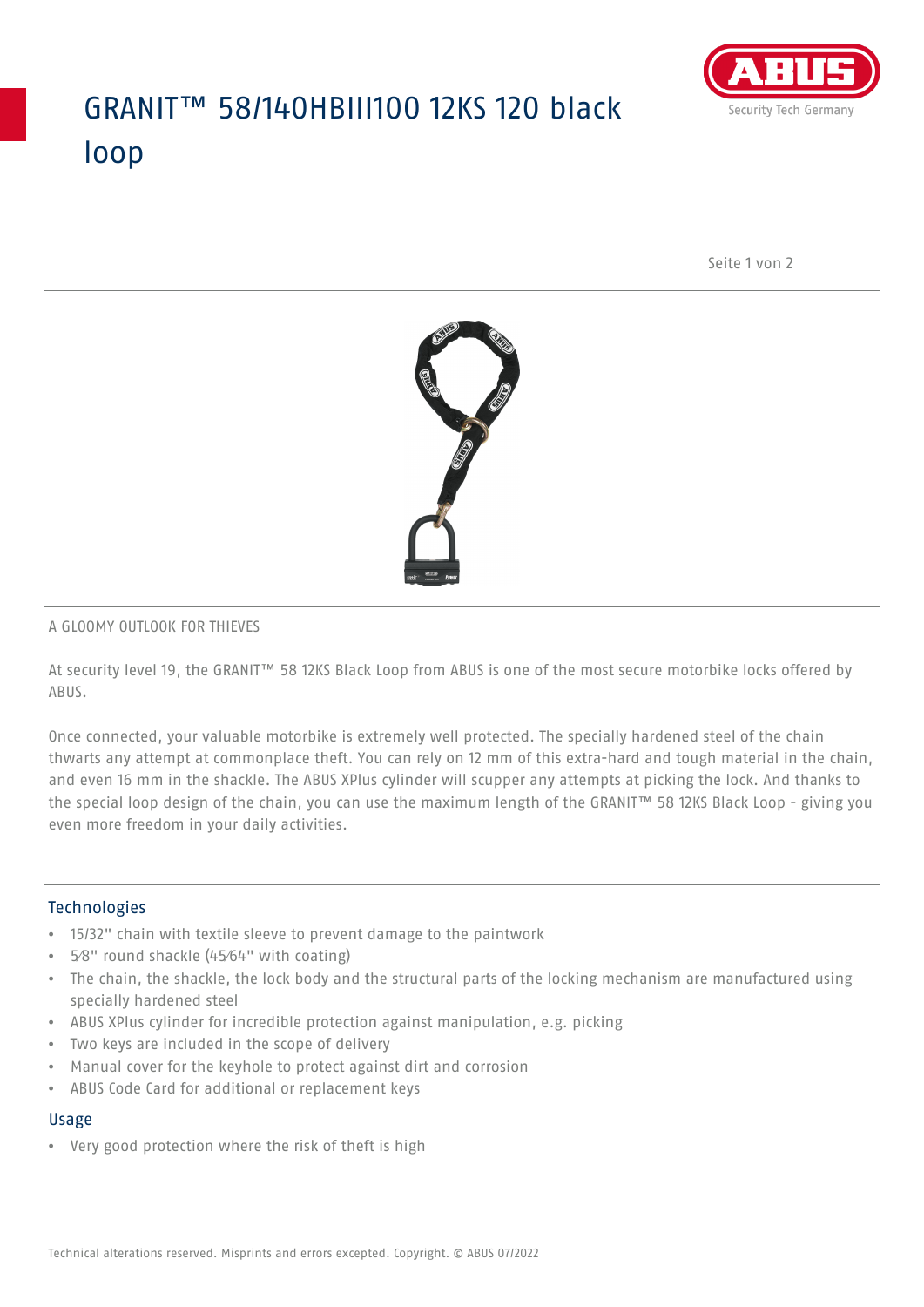# GRANIT™ 58/140HBIII100 12KS 120 black loop

A GLOOMY OUTLOOK FOR THIEVES

At security level 19, the GRANIT™ 58 12KS Black Loop from ABUS is one of the most secure motorbike locks offered by ABUS.

Once connected, your valuable motorbike is extremely well protected. The specially hardened steel of the chain thwarts any attempt at commonplace theft. You can rely on 12 mm of this extra-hard and tough material in the chain, and even 16 mm in the shackle. The ABUS XPlus cylinder will scupper any attempts at picking the lock. And thanks to the special loop design of the chain, you can use the maximum length of the GRANIT™ 58 12KS Black Loop - giving you even more freedom in your daily activities.

## Technologies

- 15/32" chain with textile sleeve to prevent damage to the paintwork
- 5⁄8" round shackle (45⁄64" with coating)
- The chain, the shackle, the lock body and the structural parts of the locking mechanism are manufactured using specially hardened steel
- ABUS XPlus cylinder for incredible protection against manipulation, e.g. picking
- Two keys are included in the scope of delivery
- Manual cover for the keyhole to protect against dirt and corrosion
- ABUS Code Card for additional or replacement keys

## Usage

- Very good protection where the risk of theft is high

Technical alterations reserved. Misprints and errors excepted. Copyright. © ABUS 07/2022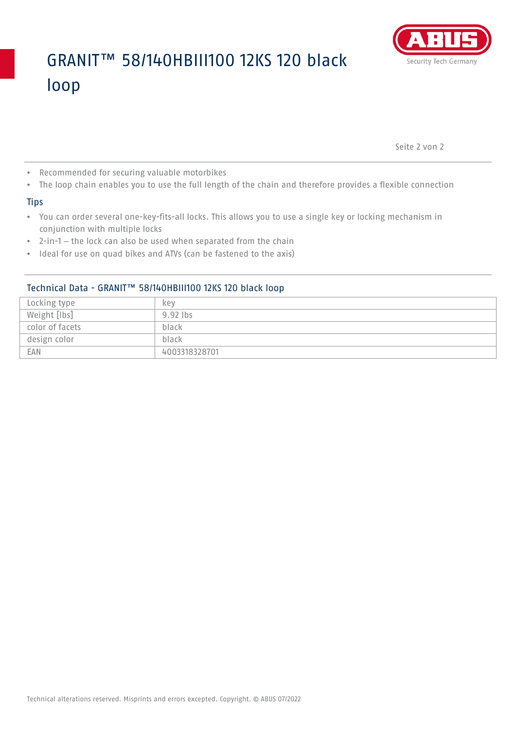# GRANIT™ 58/140HBIII100 12KS 120 black loop

- Recommended for securing valuable motorbikes
- The loop chain enables you to use the full length of the chain and therefore provides a flexible connection

## Tips

- You can order several one-key-fits-all locks. This allows you to use a single key or locking mechanism in conjunction with multiple locks
- 2-in-1 – the lock can also be used when separated from the chain
- Ideal for use on quad bikes and ATVs (can be fastened to the axis)

## Technical Data - GRANIT™ 58/140HBIII100 12KS 120 black loop

| | |
|---|---|
| Locking type | key |
| Weight [lbs] | 9.92 lbs |
| color of facets | black |
| design color | black |
| EAN | 4003318328701 |

Technical alterations reserved. Misprints and errors excepted. Copyright. © ABUS 07/2022